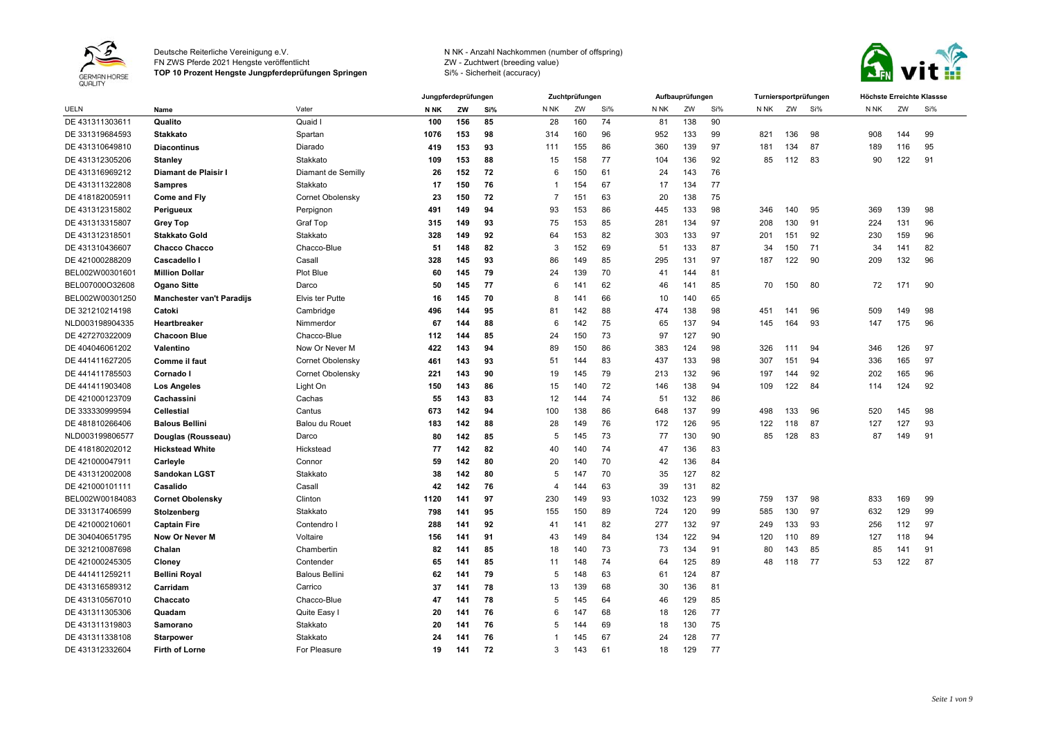Deutsche Reiterliche Vereinigung e.V.
FN ZWS Pferde 2021 Hengste veröffentlicht
**TOP 10 Prozent Hengste Jungpferdeprüfungen Springen**

N NK - Anzahl Nachkommen (number of offspring)
ZW - Zuchtwert (breeding value)
Si% - Sicherheit (accuracy)

| UELN | Name | Vater | Jungpferdeprüfungen | | | Zuchtprüfungen | | | Aufbauprüfungen | | | Turniersportprüfungen | | | Höchste Erreichte Klassse | | |
|---|---|---|---|---|---|---|---|---|---|---|---|---|---|---|---|---|---|
| | | | N NK | ZW | Si% | N NK | ZW | Si% | N NK | ZW | Si% | N NK | ZW | Si% | N NK | ZW | Si% |
| DE 431311303611 | **Qualito** | Quaid I | **100** | **156** | **85** | 28 | 160 | 74 | 81 | 138 | 90 | | | | | | |
| DE 331319684593 | **Stakkato** | Spartan | **1076** | **153** | **98** | 314 | 160 | 96 | 952 | 133 | 99 | 821 | 136 | 98 | 908 | 144 | 99 |
| DE 431310649810 | **Diacontinus** | Diarado | **419** | **153** | **93** | 111 | 155 | 86 | 360 | 139 | 97 | 181 | 134 | 87 | 189 | 116 | 95 |
| DE 431312305206 | **Stanley** | Stakkato | **109** | **153** | **88** | 15 | 158 | 77 | 104 | 136 | 92 | 85 | 112 | 83 | 90 | 122 | 91 |
| DE 431316969212 | **Diamant de Plaisir I** | Diamant de Semilly | **26** | **152** | **72** | 6 | 150 | 61 | 24 | 143 | 76 | | | | | | |
| DE 431311322808 | **Sampres** | Stakkato | **17** | **150** | **76** | 1 | 154 | 67 | 17 | 134 | 77 | | | | | | |
| DE 418182005911 | **Come and Fly** | Cornet Obolensky | **23** | **150** | **72** | 7 | 151 | 63 | 20 | 138 | 75 | | | | | | |
| DE 431312315802 | **Perigueux** | Perpignon | **491** | **149** | **94** | 93 | 153 | 86 | 445 | 133 | 98 | 346 | 140 | 95 | 369 | 139 | 98 |
| DE 431313315807 | **Grey Top** | Graf Top | **315** | **149** | **93** | 75 | 153 | 85 | 281 | 134 | 97 | 208 | 130 | 91 | 224 | 131 | 96 |
| DE 431312318501 | **Stakkato Gold** | Stakkato | **328** | **149** | **92** | 64 | 153 | 82 | 303 | 133 | 97 | 201 | 151 | 92 | 230 | 159 | 96 |
| DE 431310436607 | **Chacco Chacco** | Chacco-Blue | **51** | **148** | **82** | 3 | 152 | 69 | 51 | 133 | 87 | 34 | 150 | 71 | 34 | 141 | 82 |
| DE 421000288209 | **Cascadello I** | Casall | **328** | **145** | **93** | 86 | 149 | 85 | 295 | 131 | 97 | 187 | 122 | 90 | 209 | 132 | 96 |
| BEL002W00301601 | **Million Dollar** | Plot Blue | **60** | **145** | **79** | 24 | 139 | 70 | 41 | 144 | 81 | | | | | | |
| BEL007000O32608 | **Ogano Sitte** | Darco | **50** | **145** | **77** | 6 | 141 | 62 | 46 | 141 | 85 | 70 | 150 | 80 | 72 | 171 | 90 |
| BEL002W00301250 | **Manchester van't Paradijs** | Elvis ter Putte | **16** | **145** | **70** | 8 | 141 | 66 | 10 | 140 | 65 | | | | | | |
| DE 321210214198 | **Catoki** | Cambridge | **496** | **144** | **95** | 81 | 142 | 88 | 474 | 138 | 98 | 451 | 141 | 96 | 509 | 149 | 98 |
| NLD003198904335 | **Heartbreaker** | Nimmerdor | **67** | **144** | **88** | 6 | 142 | 75 | 65 | 137 | 94 | 145 | 164 | 93 | 147 | 175 | 96 |
| DE 427270322009 | **Chacoon Blue** | Chacco-Blue | **112** | **144** | **85** | 24 | 150 | 73 | 97 | 127 | 90 | | | | | | |
| DE 404046061202 | **Valentino** | Now Or Never M | **422** | **143** | **94** | 89 | 150 | 86 | 383 | 124 | 98 | 326 | 111 | 94 | 346 | 126 | 97 |
| DE 441411627205 | **Comme il faut** | Cornet Obolensky | **461** | **143** | **93** | 51 | 144 | 83 | 437 | 133 | 98 | 307 | 151 | 94 | 336 | 165 | 97 |
| DE 441411785503 | **Cornado I** | Cornet Obolensky | **221** | **143** | **90** | 19 | 145 | 79 | 213 | 132 | 96 | 197 | 144 | 92 | 202 | 165 | 96 |
| DE 441411903408 | **Los Angeles** | Light On | **150** | **143** | **86** | 15 | 140 | 72 | 146 | 138 | 94 | 109 | 122 | 84 | 114 | 124 | 92 |
| DE 421000123709 | **Cachassini** | Cachas | **55** | **143** | **83** | 12 | 144 | 74 | 51 | 132 | 86 | | | | | | |
| DE 333330999594 | **Cellestial** | Cantus | **673** | **142** | **94** | 100 | 138 | 86 | 648 | 137 | 99 | 498 | 133 | 96 | 520 | 145 | 98 |
| DE 481810266406 | **Balous Bellini** | Balou du Rouet | **183** | **142** | **88** | 28 | 149 | 76 | 172 | 126 | 95 | 122 | 118 | 87 | 127 | 127 | 93 |
| NLD003199806577 | **Douglas (Rousseau)** | Darco | **80** | **142** | **85** | 5 | 145 | 73 | 77 | 130 | 90 | 85 | 128 | 83 | 87 | 149 | 91 |
| DE 418180202012 | **Hickstead White** | Hickstead | **77** | **142** | **82** | 40 | 140 | 74 | 47 | 136 | 83 | | | | | | |
| DE 421000047911 | **Carleyle** | Connor | **59** | **142** | **80** | 20 | 140 | 70 | 42 | 136 | 84 | | | | | | |
| DE 431312002008 | **Sandokan LGST** | Stakkato | **38** | **142** | **80** | 5 | 147 | 70 | 35 | 127 | 82 | | | | | | |
| DE 421000101111 | **Casalido** | Casall | **42** | **142** | **76** | 4 | 144 | 63 | 39 | 131 | 82 | | | | | | |
| BEL002W00184083 | **Cornet Obolensky** | Clinton | **1120** | **141** | **97** | 230 | 149 | 93 | 1032 | 123 | 99 | 759 | 137 | 98 | 833 | 169 | 99 |
| DE 331317406599 | **Stolzenberg** | Stakkato | **798** | **141** | **95** | 155 | 150 | 89 | 724 | 120 | 99 | 585 | 130 | 97 | 632 | 129 | 99 |
| DE 421000210601 | **Captain Fire** | Contendro I | **288** | **141** | **92** | 41 | 141 | 82 | 277 | 132 | 97 | 249 | 133 | 93 | 256 | 112 | 97 |
| DE 304040651795 | **Now Or Never M** | Voltaire | **156** | **141** | **91** | 43 | 149 | 84 | 134 | 122 | 94 | 120 | 110 | 89 | 127 | 118 | 94 |
| DE 321210087698 | **Chalan** | Chambertin | **82** | **141** | **85** | 18 | 140 | 73 | 73 | 134 | 91 | 80 | 143 | 85 | 85 | 141 | 91 |
| DE 421000245305 | **Cloney** | Contender | **65** | **141** | **85** | 11 | 148 | 74 | 64 | 125 | 89 | 48 | 118 | 77 | 53 | 122 | 87 |
| DE 441411259211 | **Bellini Royal** | Balous Bellini | **62** | **141** | **79** | 5 | 148 | 63 | 61 | 124 | 87 | | | | | | |
| DE 431316589312 | **Carridam** | Carrico | **37** | **141** | **78** | 13 | 139 | 68 | 30 | 136 | 81 | | | | | | |
| DE 431310567010 | **Chaccato** | Chacco-Blue | **47** | **141** | **78** | 5 | 145 | 64 | 46 | 129 | 85 | | | | | | |
| DE 431311305306 | **Quadam** | Quite Easy I | **20** | **141** | **76** | 6 | 147 | 68 | 18 | 126 | 77 | | | | | | |
| DE 431311319803 | **Samorano** | Stakkato | **20** | **141** | **76** | 5 | 144 | 69 | 18 | 130 | 75 | | | | | | |
| DE 431311338108 | **Starpower** | Stakkato | **24** | **141** | **76** | 1 | 145 | 67 | 24 | 128 | 77 | | | | | | |
| DE 431312332604 | **Firth of Lorne** | For Pleasure | **19** | **141** | **72** | 3 | 143 | 61 | 18 | 129 | 77 | | | | | | |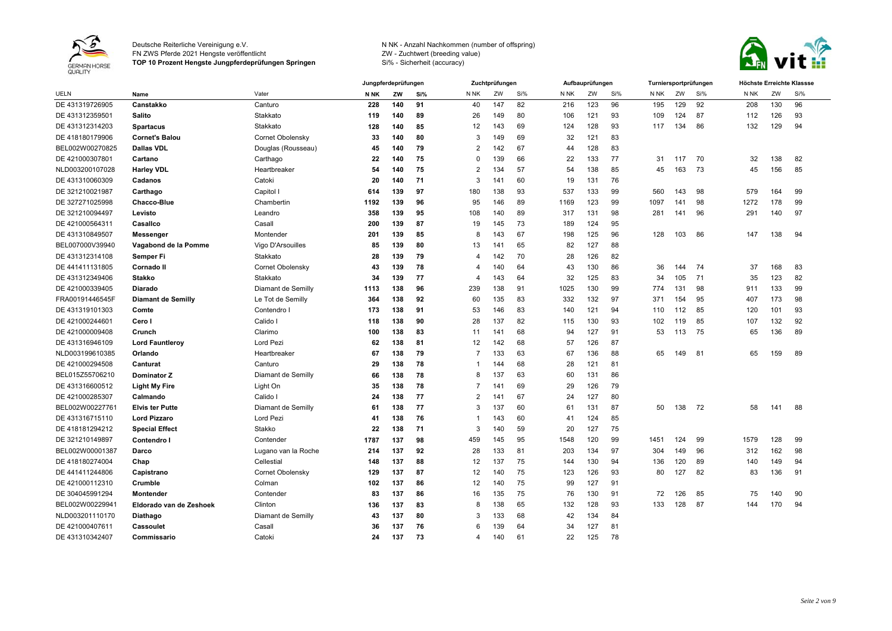Deutsche Reiterliche Vereinigung e.V.
FN ZWS Pferde 2021 Hengste veröffentlicht
**TOP 10 Prozent Hengste Jungpferdeprüfungen Springen**

N NK - Anzahl Nachkommen (number of offspring)
ZW - Zuchtwert (breeding value)
Si% - Sicherheit (accuracy)

| | | | Jungpferdeprüfungen | | | Zuchtprüfungen | | | Aufbauprüfungen | | | Turniersportprüfungen | | | Höchste Erreichte Klassse | | |
|---|---|---|---|---|---|---|---|---|---|---|---|---|---|---|---|---|---|
| UELN | Name | Vater | N NK | ZW | Si% | N NK | ZW | Si% | N NK | ZW | Si% | N NK | ZW | Si% | N NK | ZW | Si% |
| DE 431319726905 | **Canstakko** | Canturo | **228** | **140** | **91** | 40 | 147 | 82 | 216 | 123 | 96 | 195 | 129 | 92 | 208 | 130 | 96 |
| DE 431312359501 | **Salito** | Stakkato | **119** | **140** | **89** | 26 | 149 | 80 | 106 | 121 | 93 | 109 | 124 | 87 | 112 | 126 | 93 |
| DE 431312314203 | **Spartacus** | Stakkato | **128** | **140** | **85** | 12 | 143 | 69 | 124 | 128 | 93 | 117 | 134 | 86 | 132 | 129 | 94 |
| DE 418180179906 | **Cornet's Balou** | Cornet Obolensky | **33** | **140** | **80** | 3 | 149 | 69 | 32 | 121 | 83 | | | | | | |
| BEL002W00270825 | **Dallas VDL** | Douglas (Rousseau) | **45** | **140** | **79** | 2 | 142 | 67 | 44 | 128 | 83 | | | | | | |
| DE 421000307801 | **Cartano** | Carthago | **22** | **140** | **75** | 0 | 139 | 66 | 22 | 133 | 77 | 31 | 117 | 70 | 32 | 138 | 82 |
| NLD003200107028 | **Harley VDL** | Heartbreaker | **54** | **140** | **75** | 2 | 134 | 57 | 54 | 138 | 85 | 45 | 163 | 73 | 45 | 156 | 85 |
| DE 431310060309 | **Cadanos** | Catoki | **20** | **140** | **71** | 3 | 141 | 60 | 19 | 131 | 76 | | | | | | |
| DE 321210021987 | **Carthago** | Capitol I | **614** | **139** | **97** | 180 | 138 | 93 | 537 | 133 | 99 | 560 | 143 | 98 | 579 | 164 | 99 |
| DE 327271025998 | **Chacco-Blue** | Chambertin | **1192** | **139** | **96** | 95 | 146 | 89 | 1169 | 123 | 99 | 1097 | 141 | 98 | 1272 | 178 | 99 |
| DE 321210094497 | **Levisto** | Leandro | **358** | **139** | **95** | 108 | 140 | 89 | 317 | 131 | 98 | 281 | 141 | 96 | 291 | 140 | 97 |
| DE 421000564311 | **Casallco** | Casall | **200** | **139** | **87** | 19 | 145 | 73 | 189 | 124 | 95 | | | | | | |
| DE 431310849507 | **Messenger** | Montender | **201** | **139** | **85** | 8 | 143 | 67 | 198 | 125 | 96 | 128 | 103 | 86 | 147 | 138 | 94 |
| BEL007000V39940 | **Vagabond de la Pomme** | Vigo D'Arsouilles | **85** | **139** | **80** | 13 | 141 | 65 | 82 | 127 | 88 | | | | | | |
| DE 431312314108 | **Semper Fi** | Stakkato | **28** | **139** | **79** | 4 | 142 | 70 | 28 | 126 | 82 | | | | | | |
| DE 441411131805 | **Cornado II** | Cornet Obolensky | **43** | **139** | **78** | 4 | 140 | 64 | 43 | 130 | 86 | 36 | 144 | 74 | 37 | 168 | 83 |
| DE 431312349406 | **Stakko** | Stakkato | **34** | **139** | **77** | 4 | 143 | 64 | 32 | 125 | 83 | 34 | 105 | 71 | 35 | 123 | 82 |
| DE 421000339405 | **Diarado** | Diamant de Semilly | **1113** | **138** | **96** | 239 | 138 | 91 | 1025 | 130 | 99 | 774 | 131 | 98 | 911 | 133 | 99 |
| FRA00191446545F | **Diamant de Semilly** | Le Tot de Semilly | **364** | **138** | **92** | 60 | 135 | 83 | 332 | 132 | 97 | 371 | 154 | 95 | 407 | 173 | 98 |
| DE 431319101303 | **Comte** | Contendro I | **173** | **138** | **91** | 53 | 146 | 83 | 140 | 121 | 94 | 110 | 112 | 85 | 120 | 101 | 93 |
| DE 421000244601 | **Cero I** | Calido I | **118** | **138** | **90** | 28 | 137 | 82 | 115 | 130 | 93 | 102 | 119 | 85 | 107 | 132 | 92 |
| DE 421000009408 | **Crunch** | Clarimo | **100** | **138** | **83** | 11 | 141 | 68 | 94 | 127 | 91 | 53 | 113 | 75 | 65 | 136 | 89 |
| DE 431316946109 | **Lord Fauntleroy** | Lord Pezi | **62** | **138** | **81** | 12 | 142 | 68 | 57 | 126 | 87 | | | | | | |
| NLD003199610385 | **Orlando** | Heartbreaker | **67** | **138** | **79** | 7 | 133 | 63 | 67 | 136 | 88 | 65 | 149 | 81 | 65 | 159 | 89 |
| DE 421000294508 | **Canturat** | Canturo | **29** | **138** | **78** | 1 | 144 | 68 | 28 | 121 | 81 | | | | | | |
| BEL015Z55706210 | **Dominator Z** | Diamant de Semilly | **66** | **138** | **78** | 8 | 137 | 63 | 60 | 131 | 86 | | | | | | |
| DE 431316600512 | **Light My Fire** | Light On | **35** | **138** | **78** | 7 | 141 | 69 | 29 | 126 | 79 | | | | | | |
| DE 421000285307 | **Calmando** | Calido I | **24** | **138** | **77** | 2 | 141 | 67 | 24 | 127 | 80 | | | | | | |
| BEL002W00227761 | **Elvis ter Putte** | Diamant de Semilly | **61** | **138** | **77** | 3 | 137 | 60 | 61 | 131 | 87 | 50 | 138 | 72 | 58 | 141 | 88 |
| DE 431316715110 | **Lord Pizzaro** | Lord Pezi | **41** | **138** | **76** | 1 | 143 | 60 | 41 | 124 | 85 | | | | | | |
| DE 418181294212 | **Special Effect** | Stakko | **22** | **138** | **71** | 3 | 140 | 59 | 20 | 127 | 75 | | | | | | |
| DE 321210149897 | **Contendro I** | Contender | **1787** | **137** | **98** | 459 | 145 | 95 | 1548 | 120 | 99 | 1451 | 124 | 99 | 1579 | 128 | 99 |
| BEL002W00001387 | **Darco** | Lugano van la Roche | **214** | **137** | **92** | 28 | 133 | 81 | 203 | 134 | 97 | 304 | 149 | 96 | 312 | 162 | 98 |
| DE 418180274004 | **Chap** | Cellestial | **148** | **137** | **88** | 12 | 137 | 75 | 144 | 130 | 94 | 136 | 120 | 89 | 140 | 149 | 94 |
| DE 441411244806 | **Capistrano** | Cornet Obolensky | **129** | **137** | **87** | 12 | 140 | 75 | 123 | 126 | 93 | 80 | 127 | 82 | 83 | 136 | 91 |
| DE 421000112310 | **Crumble** | Colman | **102** | **137** | **86** | 12 | 140 | 75 | 99 | 127 | 91 | | | | | | |
| DE 304045991294 | **Montender** | Contender | **83** | **137** | **86** | 16 | 135 | 75 | 76 | 130 | 91 | 72 | 126 | 85 | 75 | 140 | 90 |
| BEL002W00229941 | **Eldorado van de Zeshoek** | Clinton | **136** | **137** | **83** | 8 | 138 | 65 | 132 | 128 | 93 | 133 | 128 | 87 | 144 | 170 | 94 |
| NLD003201110170 | **Diathago** | Diamant de Semilly | **43** | **137** | **80** | 3 | 133 | 68 | 42 | 134 | 84 | | | | | | |
| DE 421000407611 | **Cassoulet** | Casall | **36** | **137** | **76** | 6 | 139 | 64 | 34 | 127 | 81 | | | | | | |
| DE 431310342407 | **Commissario** | Catoki | **24** | **137** | **73** | 4 | 140 | 61 | 22 | 125 | 78 | | | | | | |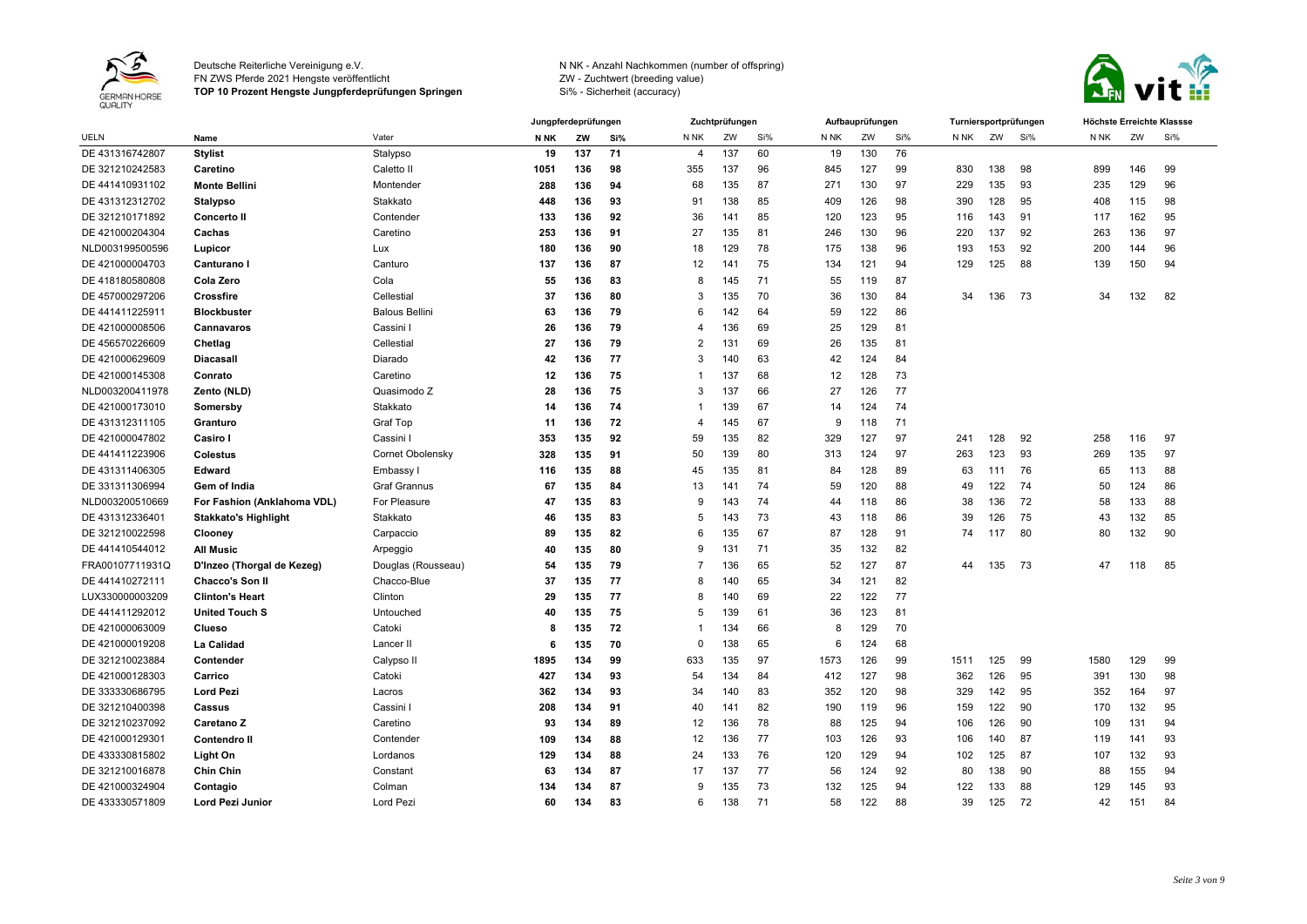Deutsche Reiterliche Vereinigung e.V.
FN ZWS Pferde 2021 Hengste veröffentlicht
**TOP 10 Prozent Hengste Jungpferdeprüfungen Springen**

N NK - Anzahl Nachkommen (number of offspring)
ZW - Zuchtwert (breeding value)
Si% - Sicherheit (accuracy)

| | | | Jungpferdeprüfungen | | | Zuchtprüfungen | | | Aufbauprüfungen | | | Turniersportprüfungen | | | Höchste Erreichte Klassse | | |
|---|---|---|---|---|---|---|---|---|---|---|---|---|---|---|---|---|---|
| UELN | Name | Vater | N NK | ZW | Si% | N NK | ZW | Si% | N NK | ZW | Si% | N NK | ZW | Si% | N NK | ZW | Si% |
| DE 431316742807 | **Stylist** | Stalypso | **19** | **137** | **71** | 4 | 137 | 60 | 19 | 130 | 76 | | | | | | |
| DE 321210242583 | **Caretino** | Caletto II | **1051** | **136** | **98** | 355 | 137 | 96 | 845 | 127 | 99 | 830 | 138 | 98 | 899 | 146 | 99 |
| DE 441410931102 | **Monte Bellini** | Montender | **288** | **136** | **94** | 68 | 135 | 87 | 271 | 130 | 97 | 229 | 135 | 93 | 235 | 129 | 96 |
| DE 431312312702 | **Stalypso** | Stakkato | **448** | **136** | **93** | 91 | 138 | 85 | 409 | 126 | 98 | 390 | 128 | 95 | 408 | 115 | 98 |
| DE 321210171892 | **Concerto II** | Contender | **133** | **136** | **92** | 36 | 141 | 85 | 120 | 123 | 95 | 116 | 143 | 91 | 117 | 162 | 95 |
| DE 421000204304 | **Cachas** | Caretino | **253** | **136** | **91** | 27 | 135 | 81 | 246 | 130 | 96 | 220 | 137 | 92 | 263 | 136 | 97 |
| NLD003199500596 | **Lupicor** | Lux | **180** | **136** | **90** | 18 | 129 | 78 | 175 | 138 | 96 | 193 | 153 | 92 | 200 | 144 | 96 |
| DE 421000004703 | **Canturano I** | Canturo | **137** | **136** | **87** | 12 | 141 | 75 | 134 | 121 | 94 | 129 | 125 | 88 | 139 | 150 | 94 |
| DE 418180580808 | **Cola Zero** | Cola | **55** | **136** | **83** | 8 | 145 | 71 | 55 | 119 | 87 | | | | | | |
| DE 457000297206 | **Crossfire** | Cellestial | **37** | **136** | **80** | 3 | 135 | 70 | 36 | 130 | 84 | 34 | 136 | 73 | 34 | 132 | 82 |
| DE 441411225911 | **Blockbuster** | Balous Bellini | **63** | **136** | **79** | 6 | 142 | 64 | 59 | 122 | 86 | | | | | | |
| DE 421000008506 | **Cannavaros** | Cassini I | **26** | **136** | **79** | 4 | 136 | 69 | 25 | 129 | 81 | | | | | | |
| DE 456570226609 | **Chetlag** | Cellestial | **27** | **136** | **79** | 2 | 131 | 69 | 26 | 135 | 81 | | | | | | |
| DE 421000629609 | **Diacasall** | Diarado | **42** | **136** | **77** | 3 | 140 | 63 | 42 | 124 | 84 | | | | | | |
| DE 421000145308 | **Conrato** | Caretino | **12** | **136** | **75** | 1 | 137 | 68 | 12 | 128 | 73 | | | | | | |
| NLD003200411978 | **Zento (NLD)** | Quasimodo Z | **28** | **136** | **75** | 3 | 137 | 66 | 27 | 126 | 77 | | | | | | |
| DE 421000173010 | **Somersby** | Stakkato | **14** | **136** | **74** | 1 | 139 | 67 | 14 | 124 | 74 | | | | | | |
| DE 431312311105 | **Granturo** | Graf Top | **11** | **136** | **72** | 4 | 145 | 67 | 9 | 118 | 71 | | | | | | |
| DE 421000047802 | **Casiro I** | Cassini I | **353** | **135** | **92** | 59 | 135 | 82 | 329 | 127 | 97 | 241 | 128 | 92 | 258 | 116 | 97 |
| DE 441411223906 | **Colestus** | Cornet Obolensky | **328** | **135** | **91** | 50 | 139 | 80 | 313 | 124 | 97 | 263 | 123 | 93 | 269 | 135 | 97 |
| DE 431311406305 | **Edward** | Embassy I | **116** | **135** | **88** | 45 | 135 | 81 | 84 | 128 | 89 | 63 | 111 | 76 | 65 | 113 | 88 |
| DE 331311306994 | **Gem of India** | Graf Grannus | **67** | **135** | **84** | 13 | 141 | 74 | 59 | 120 | 88 | 49 | 122 | 74 | 50 | 124 | 86 |
| NLD003200510669 | **For Fashion (Anklahoma VDL)** | For Pleasure | **47** | **135** | **83** | 9 | 143 | 74 | 44 | 118 | 86 | 38 | 136 | 72 | 58 | 133 | 88 |
| DE 431312336401 | **Stakkato's Highlight** | Stakkato | **46** | **135** | **83** | 5 | 143 | 73 | 43 | 118 | 86 | 39 | 126 | 75 | 43 | 132 | 85 |
| DE 321210022598 | **Clooney** | Carpaccio | **89** | **135** | **82** | 6 | 135 | 67 | 87 | 128 | 91 | 74 | 117 | 80 | 80 | 132 | 90 |
| DE 441410544012 | **All Music** | Arpeggio | **40** | **135** | **80** | 9 | 131 | 71 | 35 | 132 | 82 | | | | | | |
| FRA00107711931Q | **D'Inzeo (Thorgal de Kezeg)** | Douglas (Rousseau) | **54** | **135** | **79** | 7 | 136 | 65 | 52 | 127 | 87 | 44 | 135 | 73 | 47 | 118 | 85 |
| DE 441410272111 | **Chacco's Son II** | Chacco-Blue | **37** | **135** | **77** | 8 | 140 | 65 | 34 | 121 | 82 | | | | | | |
| LUX330000003209 | **Clinton's Heart** | Clinton | **29** | **135** | **77** | 8 | 140 | 69 | 22 | 122 | 77 | | | | | | |
| DE 441411292012 | **United Touch S** | Untouched | **40** | **135** | **75** | 5 | 139 | 61 | 36 | 123 | 81 | | | | | | |
| DE 421000063009 | **Clueso** | Catoki | **8** | **135** | **72** | 1 | 134 | 66 | 8 | 129 | 70 | | | | | | |
| DE 421000019208 | **La Calidad** | Lancer II | **6** | **135** | **70** | 0 | 138 | 65 | 6 | 124 | 68 | | | | | | |
| DE 321210023884 | **Contender** | Calypso II | **1895** | **134** | **99** | 633 | 135 | 97 | 1573 | 126 | 99 | 1511 | 125 | 99 | 1580 | 129 | 99 |
| DE 421000128303 | **Carrico** | Catoki | **427** | **134** | **93** | 54 | 134 | 84 | 412 | 127 | 98 | 362 | 126 | 95 | 391 | 130 | 98 |
| DE 333330686795 | **Lord Pezi** | Lacros | **362** | **134** | **93** | 34 | 140 | 83 | 352 | 120 | 98 | 329 | 142 | 95 | 352 | 164 | 97 |
| DE 321210400398 | **Cassus** | Cassini I | **208** | **134** | **91** | 40 | 141 | 82 | 190 | 119 | 96 | 159 | 122 | 90 | 170 | 132 | 95 |
| DE 321210237092 | **Caretano Z** | Caretino | **93** | **134** | **89** | 12 | 136 | 78 | 88 | 125 | 94 | 106 | 126 | 90 | 109 | 131 | 94 |
| DE 421000129301 | **Contendro II** | Contender | **109** | **134** | **88** | 12 | 136 | 77 | 103 | 126 | 93 | 106 | 140 | 87 | 119 | 141 | 93 |
| DE 433330815802 | **Light On** | Lordanos | **129** | **134** | **88** | 24 | 133 | 76 | 120 | 129 | 94 | 102 | 125 | 87 | 107 | 132 | 93 |
| DE 321210016878 | **Chin Chin** | Constant | **63** | **134** | **87** | 17 | 137 | 77 | 56 | 124 | 92 | 80 | 138 | 90 | 88 | 155 | 94 |
| DE 421000324904 | **Contagio** | Colman | **134** | **134** | **87** | 9 | 135 | 73 | 132 | 125 | 94 | 122 | 133 | 88 | 129 | 145 | 93 |
| DE 433330571809 | **Lord Pezi Junior** | Lord Pezi | **60** | **134** | **83** | 6 | 138 | 71 | 58 | 122 | 88 | 39 | 125 | 72 | 42 | 151 | 84 |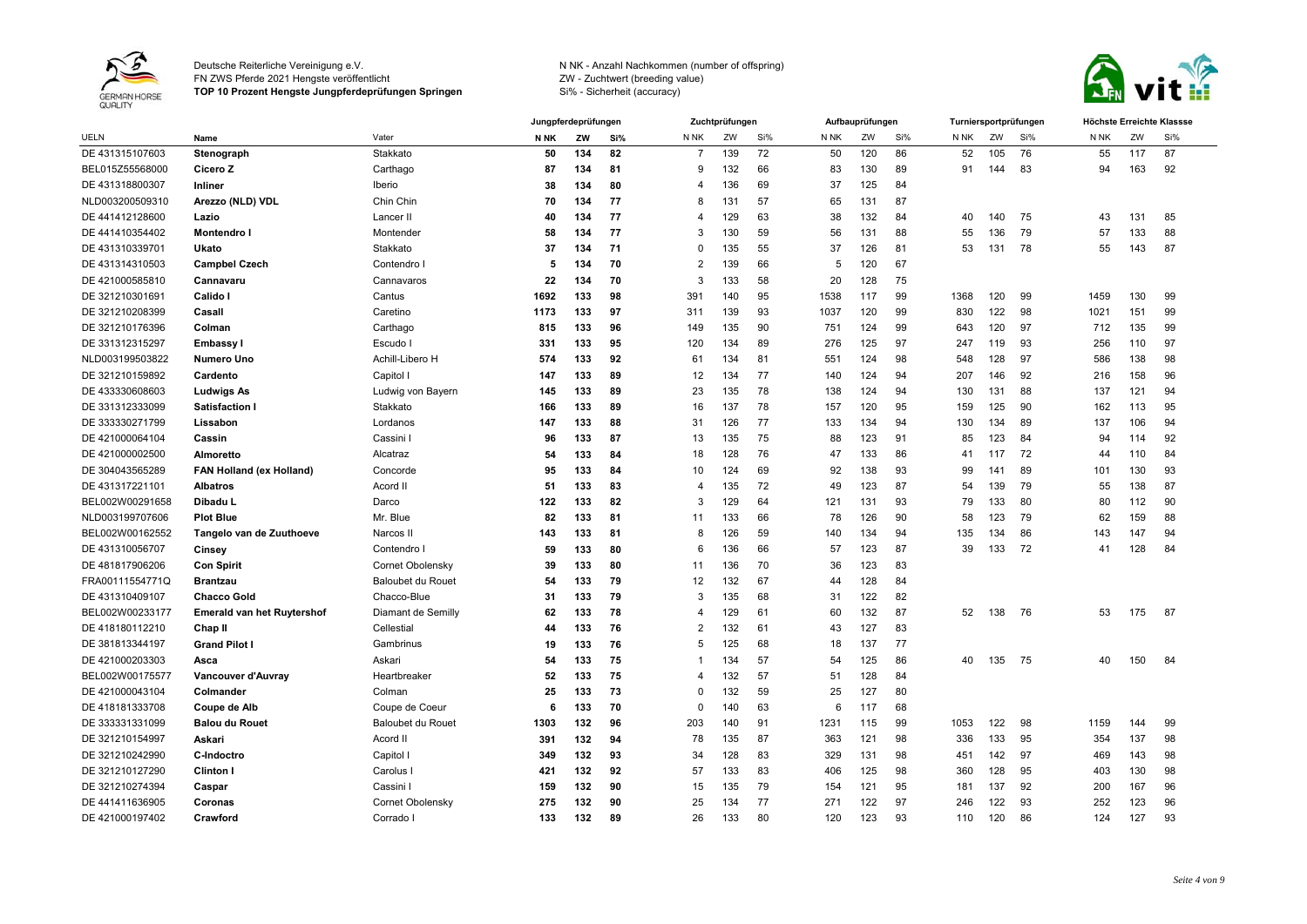Deutsche Reiterliche Vereinigung e.V.
FN ZWS Pferde 2021 Hengste veröffentlicht
**TOP 10 Prozent Hengste Jungpferdeprüfungen Springen**

N NK - Anzahl Nachkommen (number of offspring)
ZW - Zuchtwert (breeding value)
Si% - Sicherheit (accuracy)

| | | | Jungpferdeprüfungen | | | Zuchtprüfungen | | | Aufbauprüfungen | | | Turniersportprüfungen | | | Höchste Erreichte Klassse | | |
|---|---|---|---|---|---|---|---|---|---|---|---|---|---|---|---|---|---|
| UELN | Name | Vater | N NK | ZW | Si% | N NK | ZW | Si% | N NK | ZW | Si% | N NK | ZW | Si% | N NK | ZW | Si% |
| DE 431315107603 | **Stenograph** | Stakkato | **50** | **134** | **82** | 7 | 139 | 72 | 50 | 120 | 86 | 52 | 105 | 76 | 55 | 117 | 87 |
| BEL015Z55568000 | **Cicero Z** | Carthago | **87** | **134** | **81** | 9 | 132 | 66 | 83 | 130 | 89 | 91 | 144 | 83 | 94 | 163 | 92 |
| DE 431318800307 | **Inliner** | Iberio | **38** | **134** | **80** | 4 | 136 | 69 | 37 | 125 | 84 | | | | | | |
| NLD003200509310 | **Arezzo (NLD) VDL** | Chin Chin | **70** | **134** | **77** | 8 | 131 | 57 | 65 | 131 | 87 | | | | | | |
| DE 441412128600 | **Lazio** | Lancer II | **40** | **134** | **77** | 4 | 129 | 63 | 38 | 132 | 84 | 40 | 140 | 75 | 43 | 131 | 85 |
| DE 441410354402 | **Montendro I** | Montender | **58** | **134** | **77** | 3 | 130 | 59 | 56 | 131 | 88 | 55 | 136 | 79 | 57 | 133 | 88 |
| DE 431310339701 | **Ukato** | Stakkato | **37** | **134** | **71** | 0 | 135 | 55 | 37 | 126 | 81 | 53 | 131 | 78 | 55 | 143 | 87 |
| DE 431314310503 | **Campbel Czech** | Contendro I | **5** | **134** | **70** | 2 | 139 | 66 | 5 | 120 | 67 | | | | | | |
| DE 421000585810 | **Cannavaru** | Cannavaros | **22** | **134** | **70** | 3 | 133 | 58 | 20 | 128 | 75 | | | | | | |
| DE 321210301691 | **Calido I** | Cantus | **1692** | **133** | **98** | 391 | 140 | 95 | 1538 | 117 | 99 | 1368 | 120 | 99 | 1459 | 130 | 99 |
| DE 321210208399 | **Casall** | Caretino | **1173** | **133** | **97** | 311 | 139 | 93 | 1037 | 120 | 99 | 830 | 122 | 98 | 1021 | 151 | 99 |
| DE 321210176396 | **Colman** | Carthago | **815** | **133** | **96** | 149 | 135 | 90 | 751 | 124 | 99 | 643 | 120 | 97 | 712 | 135 | 99 |
| DE 331312315297 | **Embassy I** | Escudo I | **331** | **133** | **95** | 120 | 134 | 89 | 276 | 125 | 97 | 247 | 119 | 93 | 256 | 110 | 97 |
| NLD003199503822 | **Numero Uno** | Achill-Libero H | **574** | **133** | **92** | 61 | 134 | 81 | 551 | 124 | 98 | 548 | 128 | 97 | 586 | 138 | 98 |
| DE 321210159892 | **Cardento** | Capitol I | **147** | **133** | **89** | 12 | 134 | 77 | 140 | 124 | 94 | 207 | 146 | 92 | 216 | 158 | 96 |
| DE 433330608603 | **Ludwigs As** | Ludwig von Bayern | **145** | **133** | **89** | 23 | 135 | 78 | 138 | 124 | 94 | 130 | 131 | 88 | 137 | 121 | 94 |
| DE 331312333099 | **Satisfaction I** | Stakkato | **166** | **133** | **89** | 16 | 137 | 78 | 157 | 120 | 95 | 159 | 125 | 90 | 162 | 113 | 95 |
| DE 333330271799 | **Lissabon** | Lordanos | **147** | **133** | **88** | 31 | 126 | 77 | 133 | 134 | 94 | 130 | 134 | 89 | 137 | 106 | 94 |
| DE 421000064104 | **Cassin** | Cassini I | **96** | **133** | **87** | 13 | 135 | 75 | 88 | 123 | 91 | 85 | 123 | 84 | 94 | 114 | 92 |
| DE 421000002500 | **Almoretto** | Alcatraz | **54** | **133** | **84** | 18 | 128 | 76 | 47 | 133 | 86 | 41 | 117 | 72 | 44 | 110 | 84 |
| DE 304043565289 | **FAN Holland (ex Holland)** | Concorde | **95** | **133** | **84** | 10 | 124 | 69 | 92 | 138 | 93 | 99 | 141 | 89 | 101 | 130 | 93 |
| DE 431317221101 | **Albatros** | Acord II | **51** | **133** | **83** | 4 | 135 | 72 | 49 | 123 | 87 | 54 | 139 | 79 | 55 | 138 | 87 |
| BEL002W00291658 | **Dibadu L** | Darco | **122** | **133** | **82** | 3 | 129 | 64 | 121 | 131 | 93 | 79 | 133 | 80 | 80 | 112 | 90 |
| NLD003199707606 | **Plot Blue** | Mr. Blue | **82** | **133** | **81** | 11 | 133 | 66 | 78 | 126 | 90 | 58 | 123 | 79 | 62 | 159 | 88 |
| BEL002W00162552 | **Tangelo van de Zuuthoeve** | Narcos II | **143** | **133** | **81** | 8 | 126 | 59 | 140 | 134 | 94 | 135 | 134 | 86 | 143 | 147 | 94 |
| DE 431310056707 | **Cinsey** | Contendro I | **59** | **133** | **80** | 6 | 136 | 66 | 57 | 123 | 87 | 39 | 133 | 72 | 41 | 128 | 84 |
| DE 481817906206 | **Con Spirit** | Cornet Obolensky | **39** | **133** | **80** | 11 | 136 | 70 | 36 | 123 | 83 | | | | | | |
| FRA00111554771Q | **Brantzau** | Baloubet du Rouet | **54** | **133** | **79** | 12 | 132 | 67 | 44 | 128 | 84 | | | | | | |
| DE 431310409107 | **Chacco Gold** | Chacco-Blue | **31** | **133** | **79** | 3 | 135 | 68 | 31 | 122 | 82 | | | | | | |
| BEL002W00233177 | **Emerald van het Ruytershof** | Diamant de Semilly | **62** | **133** | **78** | 4 | 129 | 61 | 60 | 132 | 87 | 52 | 138 | 76 | 53 | 175 | 87 |
| DE 418180112210 | **Chap II** | Cellestial | **44** | **133** | **76** | 2 | 132 | 61 | 43 | 127 | 83 | | | | | | |
| DE 381813344197 | **Grand Pilot I** | Gambrinus | **19** | **133** | **76** | 5 | 125 | 68 | 18 | 137 | 77 | | | | | | |
| DE 421000203303 | **Asca** | Askari | **54** | **133** | **75** | 1 | 134 | 57 | 54 | 125 | 86 | 40 | 135 | 75 | 40 | 150 | 84 |
| BEL002W00175577 | **Vancouver d'Auvray** | Heartbreaker | **52** | **133** | **75** | 4 | 132 | 57 | 51 | 128 | 84 | | | | | | |
| DE 421000043104 | **Colmander** | Colman | **25** | **133** | **73** | 0 | 132 | 59 | 25 | 127 | 80 | | | | | | |
| DE 418181333708 | **Coupe de Alb** | Coupe de Coeur | **6** | **133** | **70** | 0 | 140 | 63 | 6 | 117 | 68 | | | | | | |
| DE 333331331099 | **Balou du Rouet** | Baloubet du Rouet | **1303** | **132** | **96** | 203 | 140 | 91 | 1231 | 115 | 99 | 1053 | 122 | 98 | 1159 | 144 | 99 |
| DE 321210154997 | **Askari** | Acord II | **391** | **132** | **94** | 78 | 135 | 87 | 363 | 121 | 98 | 336 | 133 | 95 | 354 | 137 | 98 |
| DE 321210242990 | **C-Indoctro** | Capitol I | **349** | **132** | **93** | 34 | 128 | 83 | 329 | 131 | 98 | 451 | 142 | 97 | 469 | 143 | 98 |
| DE 321210127290 | **Clinton I** | Carolus I | **421** | **132** | **92** | 57 | 133 | 83 | 406 | 125 | 98 | 360 | 128 | 95 | 403 | 130 | 98 |
| DE 321210274394 | **Caspar** | Cassini I | **159** | **132** | **90** | 15 | 135 | 79 | 154 | 121 | 95 | 181 | 137 | 92 | 200 | 167 | 96 |
| DE 441411636905 | **Coronas** | Cornet Obolensky | **275** | **132** | **90** | 25 | 134 | 77 | 271 | 122 | 97 | 246 | 122 | 93 | 252 | 123 | 96 |
| DE 421000197402 | **Crawford** | Corrado I | **133** | **132** | **89** | 26 | 133 | 80 | 120 | 123 | 93 | 110 | 120 | 86 | 124 | 127 | 93 |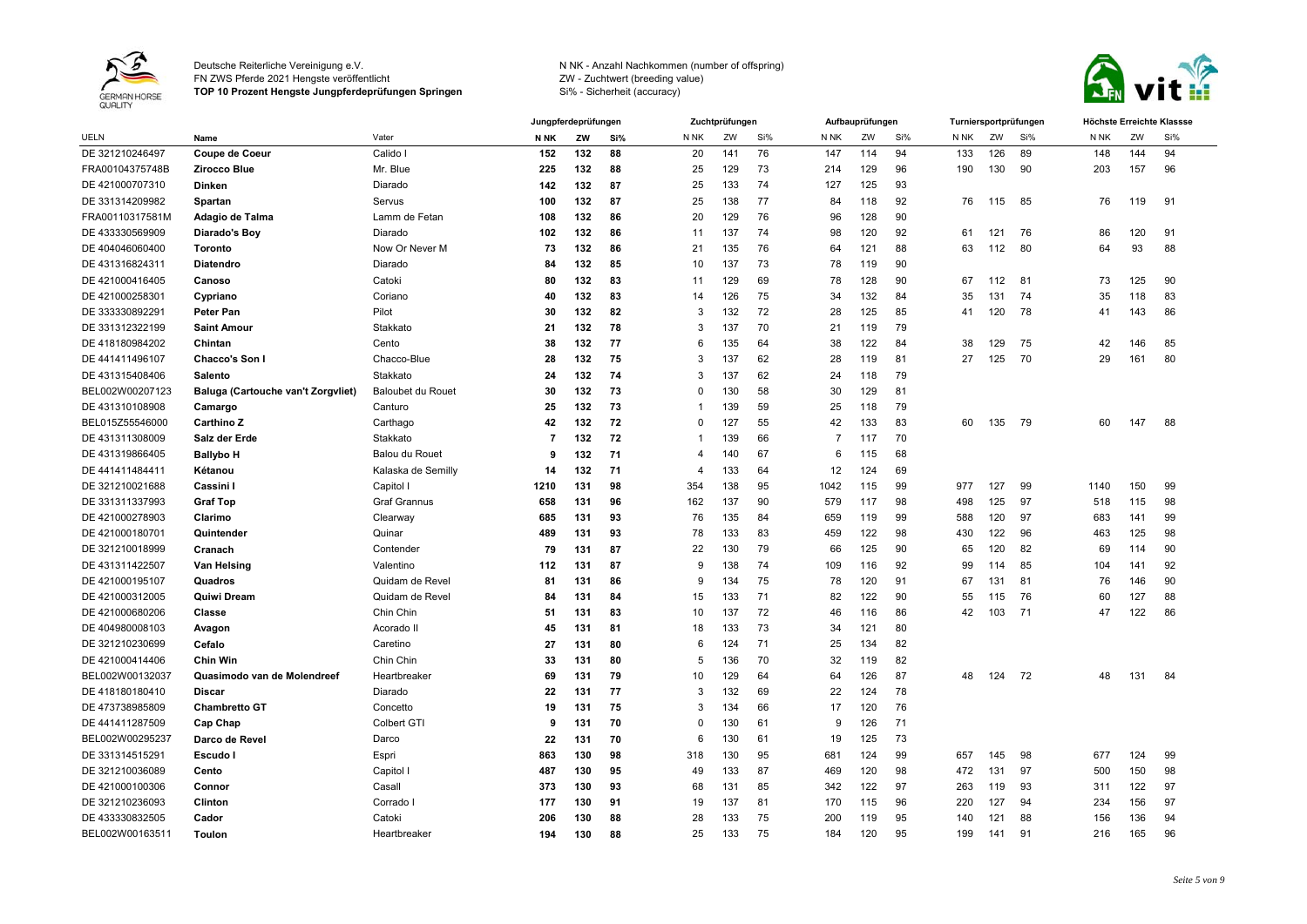Deutsche Reiterliche Vereinigung e.V.
FN ZWS Pferde 2021 Hengste veröffentlicht
**TOP 10 Prozent Hengste Jungpferdeprüfungen Springen**

N NK - Anzahl Nachkommen (number of offspring)
ZW - Zuchtwert (breeding value)
Si% - Sicherheit (accuracy)

| | | | Jungpferdeprüfungen | | | Zuchtprüfungen | | | Aufbauprüfungen | | | Turniersportprüfungen | | | Höchste Erreichte Klassse | | |
|---|---|---|---|---|---|---|---|---|---|---|---|---|---|---|---|---|---|
| UELN | Name | Vater | N NK | ZW | Si% | N NK | ZW | Si% | N NK | ZW | Si% | N NK | ZW | Si% | N NK | ZW | Si% |
| DE 321210246497 | **Coupe de Coeur** | Calido I | **152** | **132** | **88** | 20 | 141 | 76 | 147 | 114 | 94 | 133 | 126 | 89 | 148 | 144 | 94 |
| FRA00104375748B | **Zirocco Blue** | Mr. Blue | **225** | **132** | **88** | 25 | 129 | 73 | 214 | 129 | 96 | 190 | 130 | 90 | 203 | 157 | 96 |
| DE 421000707310 | **Dinken** | Diarado | **142** | **132** | **87** | 25 | 133 | 74 | 127 | 125 | 93 | | | | | | |
| DE 331314209982 | **Spartan** | Servus | **100** | **132** | **87** | 25 | 138 | 77 | 84 | 118 | 92 | 76 | 115 | 85 | 76 | 119 | 91 |
| FRA00110317581M | **Adagio de Talma** | Lamm de Fetan | **108** | **132** | **86** | 20 | 129 | 76 | 96 | 128 | 90 | | | | | | |
| DE 433330569909 | **Diarado's Boy** | Diarado | **102** | **132** | **86** | 11 | 137 | 74 | 98 | 120 | 92 | 61 | 121 | 76 | 86 | 120 | 91 |
| DE 404046060400 | **Toronto** | Now Or Never M | **73** | **132** | **86** | 21 | 135 | 76 | 64 | 121 | 88 | 63 | 112 | 80 | 64 | 93 | 88 |
| DE 431316824311 | **Diatendro** | Diarado | **84** | **132** | **85** | 10 | 137 | 73 | 78 | 119 | 90 | | | | | | |
| DE 421000416405 | **Canoso** | Catoki | **80** | **132** | **83** | 11 | 129 | 69 | 78 | 128 | 90 | 67 | 112 | 81 | 73 | 125 | 90 |
| DE 421000258301 | **Cypriano** | Coriano | **40** | **132** | **83** | 14 | 126 | 75 | 34 | 132 | 84 | 35 | 131 | 74 | 35 | 118 | 83 |
| DE 333330892291 | **Peter Pan** | Pilot | **30** | **132** | **82** | 3 | 132 | 72 | 28 | 125 | 85 | 41 | 120 | 78 | 41 | 143 | 86 |
| DE 331312322199 | **Saint Amour** | Stakkato | **21** | **132** | **78** | 3 | 137 | 70 | 21 | 119 | 79 | | | | | | |
| DE 418180984202 | **Chintan** | Cento | **38** | **132** | **77** | 6 | 135 | 64 | 38 | 122 | 84 | 38 | 129 | 75 | 42 | 146 | 85 |
| DE 441411496107 | **Chacco's Son I** | Chacco-Blue | **28** | **132** | **75** | 3 | 137 | 62 | 28 | 119 | 81 | 27 | 125 | 70 | 29 | 161 | 80 |
| DE 431315408406 | **Salento** | Stakkato | **24** | **132** | **74** | 3 | 137 | 62 | 24 | 118 | 79 | | | | | | |
| BEL002W00207123 | **Baluga (Cartouche van't Zorgvliet)** | Baloubet du Rouet | **30** | **132** | **73** | 0 | 130 | 58 | 30 | 129 | 81 | | | | | | |
| DE 431310108908 | **Camargo** | Canturo | **25** | **132** | **73** | 1 | 139 | 59 | 25 | 118 | 79 | | | | | | |
| BEL015Z55546000 | **Carthino Z** | Carthago | **42** | **132** | **72** | 0 | 127 | 55 | 42 | 133 | 83 | 60 | 135 | 79 | 60 | 147 | 88 |
| DE 431311308009 | **Salz der Erde** | Stakkato | **7** | **132** | **72** | 1 | 139 | 66 | 7 | 117 | 70 | | | | | | |
| DE 431319866405 | **Ballybo H** | Balou du Rouet | **9** | **132** | **71** | 4 | 140 | 67 | 6 | 115 | 68 | | | | | | |
| DE 441411484411 | **Kétanou** | Kalaska de Semilly | **14** | **132** | **71** | 4 | 133 | 64 | 12 | 124 | 69 | | | | | | |
| DE 321210021688 | **Cassini I** | Capitol I | **1210** | **131** | **98** | 354 | 138 | 95 | 1042 | 115 | 99 | 977 | 127 | 99 | 1140 | 150 | 99 |
| DE 331311337993 | **Graf Top** | Graf Grannus | **658** | **131** | **96** | 162 | 137 | 90 | 579 | 117 | 98 | 498 | 125 | 97 | 518 | 115 | 98 |
| DE 421000278903 | **Clarimo** | Clearway | **685** | **131** | **93** | 76 | 135 | 84 | 659 | 119 | 99 | 588 | 120 | 97 | 683 | 141 | 99 |
| DE 421000180701 | **Quintender** | Quinar | **489** | **131** | **93** | 78 | 133 | 83 | 459 | 122 | 98 | 430 | 122 | 96 | 463 | 125 | 98 |
| DE 321210018999 | **Cranach** | Contender | **79** | **131** | **87** | 22 | 130 | 79 | 66 | 125 | 90 | 65 | 120 | 82 | 69 | 114 | 90 |
| DE 431311422507 | **Van Helsing** | Valentino | **112** | **131** | **87** | 9 | 138 | 74 | 109 | 116 | 92 | 99 | 114 | 85 | 104 | 141 | 92 |
| DE 421000195107 | **Quadros** | Quidam de Revel | **81** | **131** | **86** | 9 | 134 | 75 | 78 | 120 | 91 | 67 | 131 | 81 | 76 | 146 | 90 |
| DE 421000312005 | **Quiwi Dream** | Quidam de Revel | **84** | **131** | **84** | 15 | 133 | 71 | 82 | 122 | 90 | 55 | 115 | 76 | 60 | 127 | 88 |
| DE 421000680206 | **Classe** | Chin Chin | **51** | **131** | **83** | 10 | 137 | 72 | 46 | 116 | 86 | 42 | 103 | 71 | 47 | 122 | 86 |
| DE 404980008103 | **Avagon** | Acorado II | **45** | **131** | **81** | 18 | 133 | 73 | 34 | 121 | 80 | | | | | | |
| DE 321210230699 | **Cefalo** | Caretino | **27** | **131** | **80** | 6 | 124 | 71 | 25 | 134 | 82 | | | | | | |
| DE 421000414406 | **Chin Win** | Chin Chin | **33** | **131** | **80** | 5 | 136 | 70 | 32 | 119 | 82 | | | | | | |
| BEL002W00132037 | **Quasimodo van de Molendreef** | Heartbreaker | **69** | **131** | **79** | 10 | 129 | 64 | 64 | 126 | 87 | 48 | 124 | 72 | 48 | 131 | 84 |
| DE 418180180410 | **Discar** | Diarado | **22** | **131** | **77** | 3 | 132 | 69 | 22 | 124 | 78 | | | | | | |
| DE 473738985809 | **Chambretto GT** | Concetto | **19** | **131** | **75** | 3 | 134 | 66 | 17 | 120 | 76 | | | | | | |
| DE 441411287509 | **Cap Chap** | Colbert GTI | **9** | **131** | **70** | 0 | 130 | 61 | 9 | 126 | 71 | | | | | | |
| BEL002W00295237 | **Darco de Revel** | Darco | **22** | **131** | **70** | 6 | 130 | 61 | 19 | 125 | 73 | | | | | | |
| DE 331314515291 | **Escudo I** | Espri | **863** | **130** | **98** | 318 | 130 | 95 | 681 | 124 | 99 | 657 | 145 | 98 | 677 | 124 | 99 |
| DE 321210036089 | **Cento** | Capitol I | **487** | **130** | **95** | 49 | 133 | 87 | 469 | 120 | 98 | 472 | 131 | 97 | 500 | 150 | 98 |
| DE 421000100306 | **Connor** | Casall | **373** | **130** | **93** | 68 | 131 | 85 | 342 | 122 | 97 | 263 | 119 | 93 | 311 | 122 | 97 |
| DE 321210236093 | **Clinton** | Corrado I | **177** | **130** | **91** | 19 | 137 | 81 | 170 | 115 | 96 | 220 | 127 | 94 | 234 | 156 | 97 |
| DE 433330832505 | **Cador** | Catoki | **206** | **130** | **88** | 28 | 133 | 75 | 200 | 119 | 95 | 140 | 121 | 88 | 156 | 136 | 94 |
| BEL002W00163511 | **Toulon** | Heartbreaker | **194** | **130** | **88** | 25 | 133 | 75 | 184 | 120 | 95 | 199 | 141 | 91 | 216 | 165 | 96 |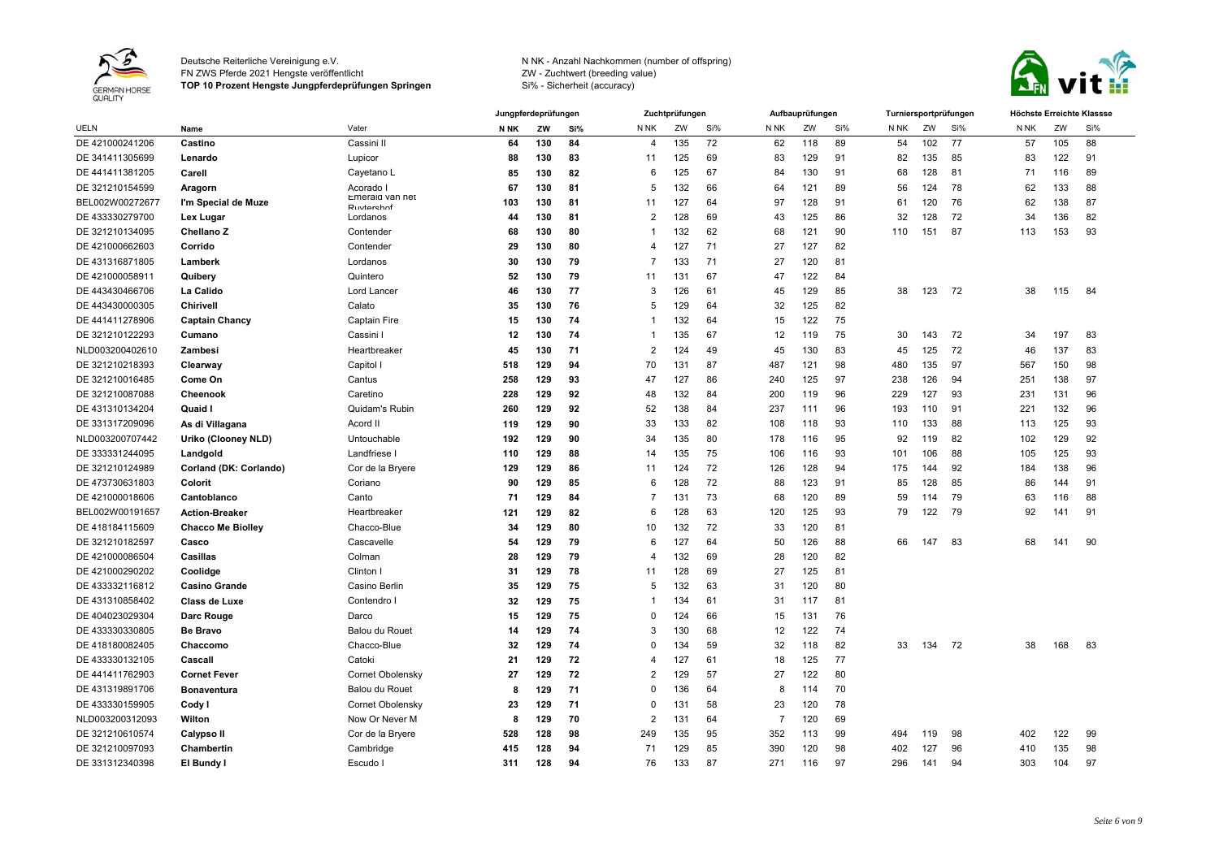Deutsche Reiterliche Vereinigung e.V.
FN ZWS Pferde 2021 Hengste veröffentlicht
**TOP 10 Prozent Hengste Jungpferdeprüfungen Springen**

N NK - Anzahl Nachkommen (number of offspring)
ZW - Zuchtwert (breeding value)
Si% - Sicherheit (accuracy)

| | | | Jungpferdeprüfungen | | | Zuchtprüfungen | | | Aufbauprüfungen | | | Turniersportprüfungen | | | Höchste Erreichte Klassse | | |
|---|---|---|---|---|---|---|---|---|---|---|---|---|---|---|---|---|---|
| UELN | Name | Vater | N NK | ZW | Si% | N NK | ZW | Si% | N NK | ZW | Si% | N NK | ZW | Si% | N NK | ZW | Si% |
| DE 421000241206 | **Castino** | Cassini II | **64** | **130** | **84** | 4 | 135 | 72 | 62 | 118 | 89 | 54 | 102 | 77 | 57 | 105 | 88 |
| DE 341411305699 | **Lenardo** | Lupicor | **88** | **130** | **83** | 11 | 125 | 69 | 83 | 129 | 91 | 82 | 135 | 85 | 83 | 122 | 91 |
| DE 441411381205 | **Carell** | Cayetano L | **85** | **130** | **82** | 6 | 125 | 67 | 84 | 130 | 91 | 68 | 128 | 81 | 71 | 116 | 89 |
| DE 321210154599 | **Aragorn** | Acorado I | **67** | **130** | **81** | 5 | 132 | 66 | 64 | 121 | 89 | 56 | 124 | 78 | 62 | 133 | 88 |
| BEL002W00272677 | **I'm Special de Muze** | Emerald van het Ruytershof | **103** | **130** | **81** | 11 | 127 | 64 | 97 | 128 | 91 | 61 | 120 | 76 | 62 | 138 | 87 |
| DE 433330279700 | **Lex Lugar** | Lordanos | **44** | **130** | **81** | 2 | 128 | 69 | 43 | 125 | 86 | 32 | 128 | 72 | 34 | 136 | 82 |
| DE 321210134095 | **Chellano Z** | Contender | **68** | **130** | **80** | 1 | 132 | 62 | 68 | 121 | 90 | 110 | 151 | 87 | 113 | 153 | 93 |
| DE 421000662603 | **Corrido** | Contender | **29** | **130** | **80** | 4 | 127 | 71 | 27 | 127 | 82 | | | | | | |
| DE 431316871805 | **Lamberk** | Lordanos | **30** | **130** | **79** | 7 | 133 | 71 | 27 | 120 | 81 | | | | | | |
| DE 421000058911 | **Quibery** | Quintero | **52** | **130** | **79** | 11 | 131 | 67 | 47 | 122 | 84 | | | | | | |
| DE 443430466706 | **La Calido** | Lord Lancer | **46** | **130** | **77** | 3 | 126 | 61 | 45 | 129 | 85 | 38 | 123 | 72 | 38 | 115 | 84 |
| DE 443430000305 | **Chirivell** | Calato | **35** | **130** | **76** | 5 | 129 | 64 | 32 | 125 | 82 | | | | | | |
| DE 441411278906 | **Captain Chancy** | Captain Fire | **15** | **130** | **74** | 1 | 132 | 64 | 15 | 122 | 75 | | | | | | |
| DE 321210122293 | **Cumano** | Cassini I | **12** | **130** | **74** | 1 | 135 | 67 | 12 | 119 | 75 | 30 | 143 | 72 | 34 | 197 | 83 |
| NLD003200402610 | **Zambesi** | Heartbreaker | **45** | **130** | **71** | 2 | 124 | 49 | 45 | 130 | 83 | 45 | 125 | 72 | 46 | 137 | 83 |
| DE 321210218393 | **Clearway** | Capitol I | **518** | **129** | **94** | 70 | 131 | 87 | 487 | 121 | 98 | 480 | 135 | 97 | 567 | 150 | 98 |
| DE 321210016485 | **Come On** | Cantus | **258** | **129** | **93** | 47 | 127 | 86 | 240 | 125 | 97 | 238 | 126 | 94 | 251 | 138 | 97 |
| DE 321210087088 | **Cheenook** | Caretino | **228** | **129** | **92** | 48 | 132 | 84 | 200 | 119 | 96 | 229 | 127 | 93 | 231 | 131 | 96 |
| DE 431310134204 | **Quaid I** | Quidam's Rubin | **260** | **129** | **92** | 52 | 138 | 84 | 237 | 111 | 96 | 193 | 110 | 91 | 221 | 132 | 96 |
| DE 331317209096 | **As di Villagana** | Acord II | **119** | **129** | **90** | 33 | 133 | 82 | 108 | 118 | 93 | 110 | 133 | 88 | 113 | 125 | 93 |
| NLD003200707442 | **Uriko (Clooney NLD)** | Untouchable | **192** | **129** | **90** | 34 | 135 | 80 | 178 | 116 | 95 | 92 | 119 | 82 | 102 | 129 | 92 |
| DE 333331244095 | **Landgold** | Landfriese I | **110** | **129** | **88** | 14 | 135 | 75 | 106 | 116 | 93 | 101 | 106 | 88 | 105 | 125 | 93 |
| DE 321210124989 | **Corland (DK: Corlando)** | Cor de la Bryere | **129** | **129** | **86** | 11 | 124 | 72 | 126 | 128 | 94 | 175 | 144 | 92 | 184 | 138 | 96 |
| DE 473730631803 | **Colorit** | Coriano | **90** | **129** | **85** | 6 | 128 | 72 | 88 | 123 | 91 | 85 | 128 | 85 | 86 | 144 | 91 |
| DE 421000018606 | **Cantoblanco** | Canto | **71** | **129** | **84** | 7 | 131 | 73 | 68 | 120 | 89 | 59 | 114 | 79 | 63 | 116 | 88 |
| BEL002W00191657 | **Action-Breaker** | Heartbreaker | **121** | **129** | **82** | 6 | 128 | 63 | 120 | 125 | 93 | 79 | 122 | 79 | 92 | 141 | 91 |
| DE 418184115609 | **Chacco Me Biolley** | Chacco-Blue | **34** | **129** | **80** | 10 | 132 | 72 | 33 | 120 | 81 | | | | | | |
| DE 321210182597 | **Casco** | Cascavelle | **54** | **129** | **79** | 6 | 127 | 64 | 50 | 126 | 88 | 66 | 147 | 83 | 68 | 141 | 90 |
| DE 421000086504 | **Casillas** | Colman | **28** | **129** | **79** | 4 | 132 | 69 | 28 | 120 | 82 | | | | | | |
| DE 421000290202 | **Coolidge** | Clinton I | **31** | **129** | **78** | 11 | 128 | 69 | 27 | 125 | 81 | | | | | | |
| DE 433332116812 | **Casino Grande** | Casino Berlin | **35** | **129** | **75** | 5 | 132 | 63 | 31 | 120 | 80 | | | | | | |
| DE 431310858402 | **Class de Luxe** | Contendro I | **32** | **129** | **75** | 1 | 134 | 61 | 31 | 117 | 81 | | | | | | |
| DE 404023029304 | **Darc Rouge** | Darco | **15** | **129** | **75** | 0 | 124 | 66 | 15 | 131 | 76 | | | | | | |
| DE 433330330805 | **Be Bravo** | Balou du Rouet | **14** | **129** | **74** | 3 | 130 | 68 | 12 | 122 | 74 | | | | | | |
| DE 418180082405 | **Chaccomo** | Chacco-Blue | **32** | **129** | **74** | 0 | 134 | 59 | 32 | 118 | 82 | 33 | 134 | 72 | 38 | 168 | 83 |
| DE 433330132105 | **Cascall** | Catoki | **21** | **129** | **72** | 4 | 127 | 61 | 18 | 125 | 77 | | | | | | |
| DE 441411762903 | **Cornet Fever** | Cornet Obolensky | **27** | **129** | **72** | 2 | 129 | 57 | 27 | 122 | 80 | | | | | | |
| DE 431319891706 | **Bonaventura** | Balou du Rouet | **8** | **129** | **71** | 0 | 136 | 64 | 8 | 114 | 70 | | | | | | |
| DE 433330159905 | **Cody I** | Cornet Obolensky | **23** | **129** | **71** | 0 | 131 | 58 | 23 | 120 | 78 | | | | | | |
| NLD003200312093 | **Wilton** | Now Or Never M | **8** | **129** | **70** | 2 | 131 | 64 | 7 | 120 | 69 | | | | | | |
| DE 321210610574 | **Calypso II** | Cor de la Bryere | **528** | **128** | **98** | 249 | 135 | 95 | 352 | 113 | 99 | 494 | 119 | 98 | 402 | 122 | 99 |
| DE 321210097093 | **Chambertin** | Cambridge | **415** | **128** | **94** | 71 | 129 | 85 | 390 | 120 | 98 | 402 | 127 | 96 | 410 | 135 | 98 |
| DE 331312340398 | **El Bundy I** | Escudo I | **311** | **128** | **94** | 76 | 133 | 87 | 271 | 116 | 97 | 296 | 141 | 94 | 303 | 104 | 97 |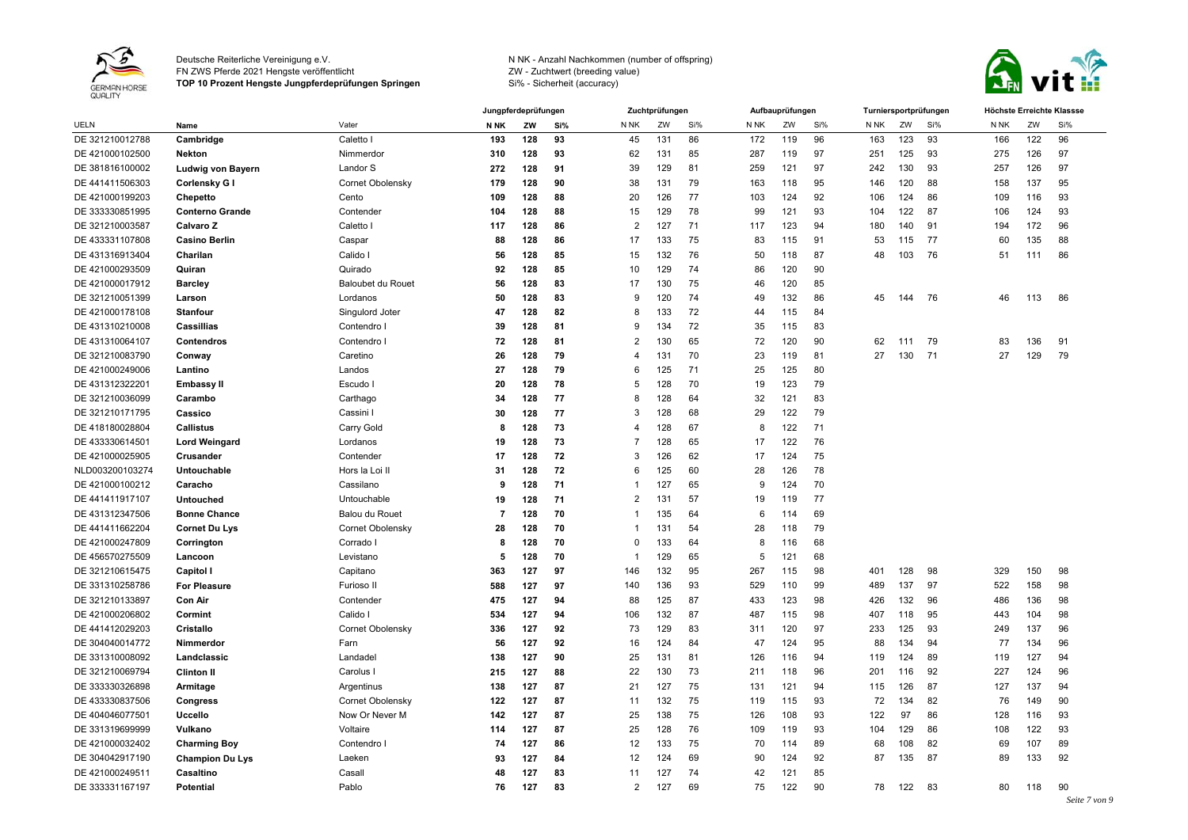Deutsche Reiterliche Vereinigung e.V.
FN ZWS Pferde 2021 Hengste veröffentlicht
**TOP 10 Prozent Hengste Jungpferdeprüfungen Springen**

N NK - Anzahl Nachkommen (number of offspring)
ZW - Zuchtwert (breeding value)
Si% - Sicherheit (accuracy)

| UELN | Name | Vater | Jungpferdeprüfungen N NK | ZW | Si% | Zuchtprüfungen N NK | ZW | Si% | Aufbauprüfungen N NK | ZW | Si% | Turniersportprüfungen N NK | ZW | Si% | Höchste Erreichte Klassse N NK | ZW | Si% |
|---|---|---|---|---|---|---|---|---|---|---|---|---|---|---|---|---|---|
| DE 321210012788 | **Cambridge** | Caletto I | **193** | **128** | **93** | 45 | 131 | 86 | 172 | 119 | 96 | 163 | 123 | 93 | 166 | 122 | 96 |
| DE 421000102500 | **Nekton** | Nimmerdor | **310** | **128** | **93** | 62 | 131 | 85 | 287 | 119 | 97 | 251 | 125 | 93 | 275 | 126 | 97 |
| DE 381816100002 | **Ludwig von Bayern** | Landor S | **272** | **128** | **91** | 39 | 129 | 81 | 259 | 121 | 97 | 242 | 130 | 93 | 257 | 126 | 97 |
| DE 441411506303 | **Corlensky G I** | Cornet Obolensky | **179** | **128** | **90** | 38 | 131 | 79 | 163 | 118 | 95 | 146 | 120 | 88 | 158 | 137 | 95 |
| DE 421000199203 | **Chepetto** | Cento | **109** | **128** | **88** | 20 | 126 | 77 | 103 | 124 | 92 | 106 | 124 | 86 | 109 | 116 | 93 |
| DE 333330851995 | **Conterno Grande** | Contender | **104** | **128** | **88** | 15 | 129 | 78 | 99 | 121 | 93 | 104 | 122 | 87 | 106 | 124 | 93 |
| DE 321210003587 | **Calvaro Z** | Caletto I | **117** | **128** | **86** | 2 | 127 | 71 | 117 | 123 | 94 | 180 | 140 | 91 | 194 | 172 | 96 |
| DE 433331107808 | **Casino Berlin** | Caspar | **88** | **128** | **86** | 17 | 133 | 75 | 83 | 115 | 91 | 53 | 115 | 77 | 60 | 135 | 88 |
| DE 431316913404 | **Charilan** | Calido I | **56** | **128** | **85** | 15 | 132 | 76 | 50 | 118 | 87 | 48 | 103 | 76 | 51 | 111 | 86 |
| DE 421000293509 | **Quiran** | Quirado | **92** | **128** | **85** | 10 | 129 | 74 | 86 | 120 | 90 | | | | | | |
| DE 421000017912 | **Barcley** | Baloubet du Rouet | **56** | **128** | **83** | 17 | 130 | 75 | 46 | 120 | 85 | | | | | | |
| DE 321210051399 | **Larson** | Lordanos | **50** | **128** | **83** | 9 | 120 | 74 | 49 | 132 | 86 | 45 | 144 | 76 | 46 | 113 | 86 |
| DE 421000178108 | **Stanfour** | Singulord Joter | **47** | **128** | **82** | 8 | 133 | 72 | 44 | 115 | 84 | | | | | | |
| DE 431310210008 | **Cassillias** | Contendro I | **39** | **128** | **81** | 9 | 134 | 72 | 35 | 115 | 83 | | | | | | |
| DE 431310064107 | **Contendros** | Contendro I | **72** | **128** | **81** | 2 | 130 | 65 | 72 | 120 | 90 | 62 | 111 | 79 | 83 | 136 | 91 |
| DE 321210083790 | **Conway** | Caretino | **26** | **128** | **79** | 4 | 131 | 70 | 23 | 119 | 81 | 27 | 130 | 71 | 27 | 129 | 79 |
| DE 421000249006 | **Lantino** | Landos | **27** | **128** | **79** | 6 | 125 | 71 | 25 | 125 | 80 | | | | | | |
| DE 431312322201 | **Embassy II** | Escudo I | **20** | **128** | **78** | 5 | 128 | 70 | 19 | 123 | 79 | | | | | | |
| DE 321210036099 | **Carambo** | Carthago | **34** | **128** | **77** | 8 | 128 | 64 | 32 | 121 | 83 | | | | | | |
| DE 321210171795 | **Cassico** | Cassini I | **30** | **128** | **77** | 3 | 128 | 68 | 29 | 122 | 79 | | | | | | |
| DE 418180028804 | **Callistus** | Carry Gold | **8** | **128** | **73** | 4 | 128 | 67 | 8 | 122 | 71 | | | | | | |
| DE 433330614501 | **Lord Weingard** | Lordanos | **19** | **128** | **73** | 7 | 128 | 65 | 17 | 122 | 76 | | | | | | |
| DE 421000025905 | **Crusander** | Contender | **17** | **128** | **72** | 3 | 126 | 62 | 17 | 124 | 75 | | | | | | |
| NLD003200103274 | **Untouchable** | Hors la Loi II | **31** | **128** | **72** | 6 | 125 | 60 | 28 | 126 | 78 | | | | | | |
| DE 421000100212 | **Caracho** | Cassilano | **9** | **128** | **71** | 1 | 127 | 65 | 9 | 124 | 70 | | | | | | |
| DE 441411917107 | **Untouched** | Untouchable | **19** | **128** | **71** | 2 | 131 | 57 | 19 | 119 | 77 | | | | | | |
| DE 431312347506 | **Bonne Chance** | Balou du Rouet | **7** | **128** | **70** | 1 | 135 | 64 | 6 | 114 | 69 | | | | | | |
| DE 441411662204 | **Cornet Du Lys** | Cornet Obolensky | **28** | **128** | **70** | 1 | 131 | 54 | 28 | 118 | 79 | | | | | | |
| DE 421000247809 | **Corrington** | Corrado I | **8** | **128** | **70** | 0 | 133 | 64 | 8 | 116 | 68 | | | | | | |
| DE 456570275509 | **Lancoon** | Levistano | **5** | **128** | **70** | 1 | 129 | 65 | 5 | 121 | 68 | | | | | | |
| DE 321210615475 | **Capitol I** | Capitano | **363** | **127** | **97** | 146 | 132 | 95 | 267 | 115 | 98 | 401 | 128 | 98 | 329 | 150 | 98 |
| DE 331310258786 | **For Pleasure** | Furioso II | **588** | **127** | **97** | 140 | 136 | 93 | 529 | 110 | 99 | 489 | 137 | 97 | 522 | 158 | 98 |
| DE 321210133897 | **Con Air** | Contender | **475** | **127** | **94** | 88 | 125 | 87 | 433 | 123 | 98 | 426 | 132 | 96 | 486 | 136 | 98 |
| DE 421000206802 | **Cormint** | Calido I | **534** | **127** | **94** | 106 | 132 | 87 | 487 | 115 | 98 | 407 | 118 | 95 | 443 | 104 | 98 |
| DE 441412029203 | **Cristallo** | Cornet Obolensky | **336** | **127** | **92** | 73 | 129 | 83 | 311 | 120 | 97 | 233 | 125 | 93 | 249 | 137 | 96 |
| DE 304040014772 | **Nimmerdor** | Farn | **56** | **127** | **92** | 16 | 124 | 84 | 47 | 124 | 95 | 88 | 134 | 94 | 77 | 134 | 96 |
| DE 331310008092 | **Landclassic** | Landadel | **138** | **127** | **90** | 25 | 131 | 81 | 126 | 116 | 94 | 119 | 124 | 89 | 119 | 127 | 94 |
| DE 321210069794 | **Clinton II** | Carolus I | **215** | **127** | **88** | 22 | 130 | 73 | 211 | 118 | 96 | 201 | 116 | 92 | 227 | 124 | 96 |
| DE 333330326898 | **Armitage** | Argentinus | **138** | **127** | **87** | 21 | 127 | 75 | 131 | 121 | 94 | 115 | 126 | 87 | 127 | 137 | 94 |
| DE 433330837506 | **Congress** | Cornet Obolensky | **122** | **127** | **87** | 11 | 132 | 75 | 119 | 115 | 93 | 72 | 134 | 82 | 76 | 149 | 90 |
| DE 404046077501 | **Uccello** | Now Or Never M | **142** | **127** | **87** | 25 | 138 | 75 | 126 | 108 | 93 | 122 | 97 | 86 | 128 | 116 | 93 |
| DE 331319699999 | **Vulkano** | Voltaire | **114** | **127** | **87** | 25 | 128 | 76 | 109 | 119 | 93 | 104 | 129 | 86 | 108 | 122 | 93 |
| DE 421000032402 | **Charming Boy** | Contendro I | **74** | **127** | **86** | 12 | 133 | 75 | 70 | 114 | 89 | 68 | 108 | 82 | 69 | 107 | 89 |
| DE 304042917190 | **Champion Du Lys** | Laeken | **93** | **127** | **84** | 12 | 124 | 69 | 90 | 124 | 92 | 87 | 135 | 87 | 89 | 133 | 92 |
| DE 421000249511 | **Casaltino** | Casall | **48** | **127** | **83** | 11 | 127 | 74 | 42 | 121 | 85 | | | | | | |
| DE 333331167197 | **Potential** | Pablo | **76** | **127** | **83** | 2 | 127 | 69 | 75 | 122 | 90 | 78 | 122 | 83 | 80 | 118 | 90 |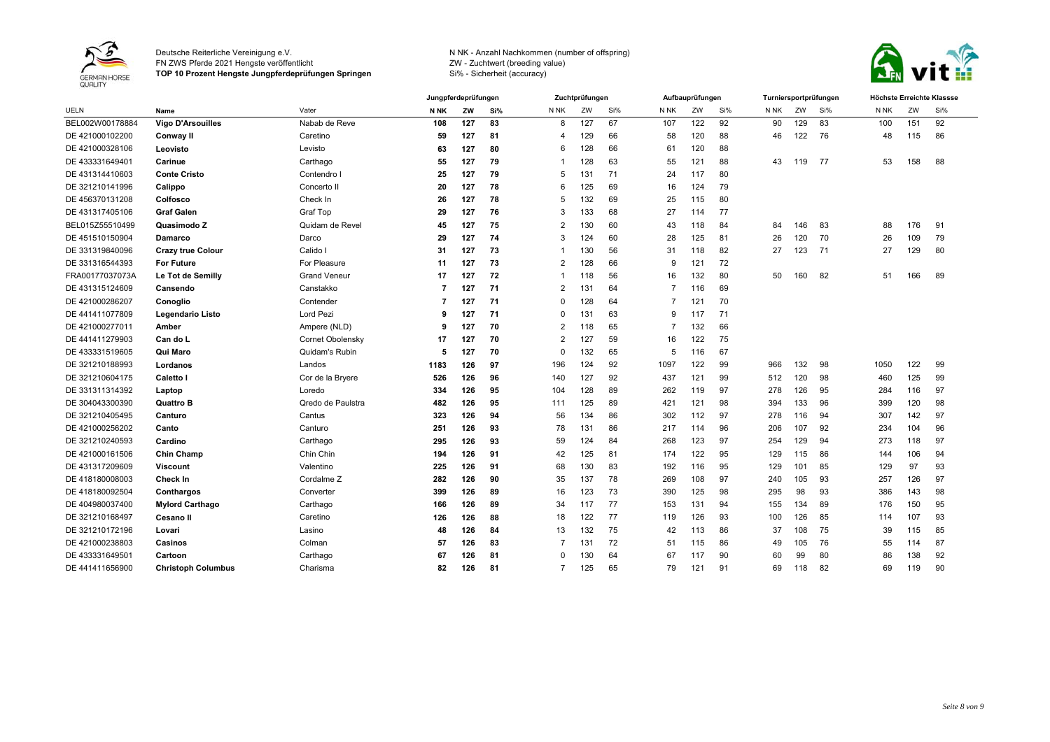Deutsche Reiterliche Vereinigung e.V.
FN ZWS Pferde 2021 Hengste veröffentlicht
**TOP 10 Prozent Hengste Jungpferdeprüfungen Springen**

N NK - Anzahl Nachkommen (number of offspring)
ZW - Zuchtwert (breeding value)
Si% - Sicherheit (accuracy)

| | | | Jungpferdeprüfungen | | | Zuchtprüfungen | | | Aufbauprüfungen | | | Turniersportprüfungen | | | Höchste Erreichte Klassse | | |
|---|---|---|---|---|---|---|---|---|---|---|---|---|---|---|---|---|---|
| UELN | Name | Vater | N NK | ZW | Si% | N NK | ZW | Si% | N NK | ZW | Si% | N NK | ZW | Si% | N NK | ZW | Si% |
| BEL002W00178884 | **Vigo D'Arsouilles** | Nabab de Reve | **108** | **127** | **83** | 8 | 127 | 67 | 107 | 122 | 92 | 90 | 129 | 83 | 100 | 151 | 92 |
| DE 421000102200 | **Conway II** | Caretino | **59** | **127** | **81** | 4 | 129 | 66 | 58 | 120 | 88 | 46 | 122 | 76 | 48 | 115 | 86 |
| DE 421000328106 | **Leovisto** | Levisto | **63** | **127** | **80** | 6 | 128 | 66 | 61 | 120 | 88 | | | | | | |
| DE 433331649401 | **Carinue** | Carthago | **55** | **127** | **79** | 1 | 128 | 63 | 55 | 121 | 88 | 43 | 119 | 77 | 53 | 158 | 88 |
| DE 431314410603 | **Conte Cristo** | Contendro I | **25** | **127** | **79** | 5 | 131 | 71 | 24 | 117 | 80 | | | | | | |
| DE 321210141996 | **Calippo** | Concerto II | **20** | **127** | **78** | 6 | 125 | 69 | 16 | 124 | 79 | | | | | | |
| DE 456370131208 | **Colfosco** | Check In | **26** | **127** | **78** | 5 | 132 | 69 | 25 | 115 | 80 | | | | | | |
| DE 431317405106 | **Graf Galen** | Graf Top | **29** | **127** | **76** | 3 | 133 | 68 | 27 | 114 | 77 | | | | | | |
| BEL015Z55510499 | **Quasimodo Z** | Quidam de Revel | **45** | **127** | **75** | 2 | 130 | 60 | 43 | 118 | 84 | 84 | 146 | 83 | 88 | 176 | 91 |
| DE 451510150904 | **Damarco** | Darco | **29** | **127** | **74** | 3 | 124 | 60 | 28 | 125 | 81 | 26 | 120 | 70 | 26 | 109 | 79 |
| DE 331319840096 | **Crazy true Colour** | Calido I | **31** | **127** | **73** | 1 | 130 | 56 | 31 | 118 | 82 | 27 | 123 | 71 | 27 | 129 | 80 |
| DE 331316544393 | **For Future** | For Pleasure | **11** | **127** | **73** | 2 | 128 | 66 | 9 | 121 | 72 | | | | | | |
| FRA00177037073A | **Le Tot de Semilly** | Grand Veneur | **17** | **127** | **72** | 1 | 118 | 56 | 16 | 132 | 80 | 50 | 160 | 82 | 51 | 166 | 89 |
| DE 431315124609 | **Cansendo** | Canstakko | **7** | **127** | **71** | 2 | 131 | 64 | 7 | 116 | 69 | | | | | | |
| DE 421000286207 | **Conoglio** | Contender | **7** | **127** | **71** | 0 | 128 | 64 | 7 | 121 | 70 | | | | | | |
| DE 441411077809 | **Legendario Listo** | Lord Pezi | **9** | **127** | **71** | 0 | 131 | 63 | 9 | 117 | 71 | | | | | | |
| DE 421000277011 | **Amber** | Ampere (NLD) | **9** | **127** | **70** | 2 | 118 | 65 | 7 | 132 | 66 | | | | | | |
| DE 441411279903 | **Can do L** | Cornet Obolensky | **17** | **127** | **70** | 2 | 127 | 59 | 16 | 122 | 75 | | | | | | |
| DE 433331519605 | **Qui Maro** | Quidam's Rubin | **5** | **127** | **70** | 0 | 132 | 65 | 5 | 116 | 67 | | | | | | |
| DE 321210188993 | **Lordanos** | Landos | **1183** | **126** | **97** | 196 | 124 | 92 | 1097 | 122 | 99 | 966 | 132 | 98 | 1050 | 122 | 99 |
| DE 321210604175 | **Caletto I** | Cor de la Bryere | **526** | **126** | **96** | 140 | 127 | 92 | 437 | 121 | 99 | 512 | 120 | 98 | 460 | 125 | 99 |
| DE 331311314392 | **Laptop** | Loredo | **334** | **126** | **95** | 104 | 128 | 89 | 262 | 119 | 97 | 278 | 126 | 95 | 284 | 116 | 97 |
| DE 304043300390 | **Quattro B** | Qredo de Paulstra | **482** | **126** | **95** | 111 | 125 | 89 | 421 | 121 | 98 | 394 | 133 | 96 | 399 | 120 | 98 |
| DE 321210405495 | **Canturo** | Cantus | **323** | **126** | **94** | 56 | 134 | 86 | 302 | 112 | 97 | 278 | 116 | 94 | 307 | 142 | 97 |
| DE 421000256202 | **Canto** | Canturo | **251** | **126** | **93** | 78 | 131 | 86 | 217 | 114 | 96 | 206 | 107 | 92 | 234 | 104 | 96 |
| DE 321210240593 | **Cardino** | Carthago | **295** | **126** | **93** | 59 | 124 | 84 | 268 | 123 | 97 | 254 | 129 | 94 | 273 | 118 | 97 |
| DE 421000161506 | **Chin Champ** | Chin Chin | **194** | **126** | **91** | 42 | 125 | 81 | 174 | 122 | 95 | 129 | 115 | 86 | 144 | 106 | 94 |
| DE 431317209609 | **Viscount** | Valentino | **225** | **126** | **91** | 68 | 130 | 83 | 192 | 116 | 95 | 129 | 101 | 85 | 129 | 97 | 93 |
| DE 418180008003 | **Check In** | Cordalme Z | **282** | **126** | **90** | 35 | 137 | 78 | 269 | 108 | 97 | 240 | 105 | 93 | 257 | 126 | 97 |
| DE 418180092504 | **Conthargos** | Converter | **399** | **126** | **89** | 16 | 123 | 73 | 390 | 125 | 98 | 295 | 98 | 93 | 386 | 143 | 98 |
| DE 404980037400 | **Mylord Carthago** | Carthago | **166** | **126** | **89** | 34 | 117 | 77 | 153 | 131 | 94 | 155 | 134 | 89 | 176 | 150 | 95 |
| DE 321210168497 | **Cesano II** | Caretino | **126** | **126** | **88** | 18 | 122 | 77 | 119 | 126 | 93 | 100 | 126 | 85 | 114 | 107 | 93 |
| DE 321210172196 | **Lovari** | Lasino | **48** | **126** | **84** | 13 | 132 | 75 | 42 | 113 | 86 | 37 | 108 | 75 | 39 | 115 | 85 |
| DE 421000238803 | **Casinos** | Colman | **57** | **126** | **83** | 7 | 131 | 72 | 51 | 115 | 86 | 49 | 105 | 76 | 55 | 114 | 87 |
| DE 433331649501 | **Cartoon** | Carthago | **67** | **126** | **81** | 0 | 130 | 64 | 67 | 117 | 90 | 60 | 99 | 80 | 86 | 138 | 92 |
| DE 441411656900 | **Christoph Columbus** | Charisma | **82** | **126** | **81** | 7 | 125 | 65 | 79 | 121 | 91 | 69 | 118 | 82 | 69 | 119 | 90 |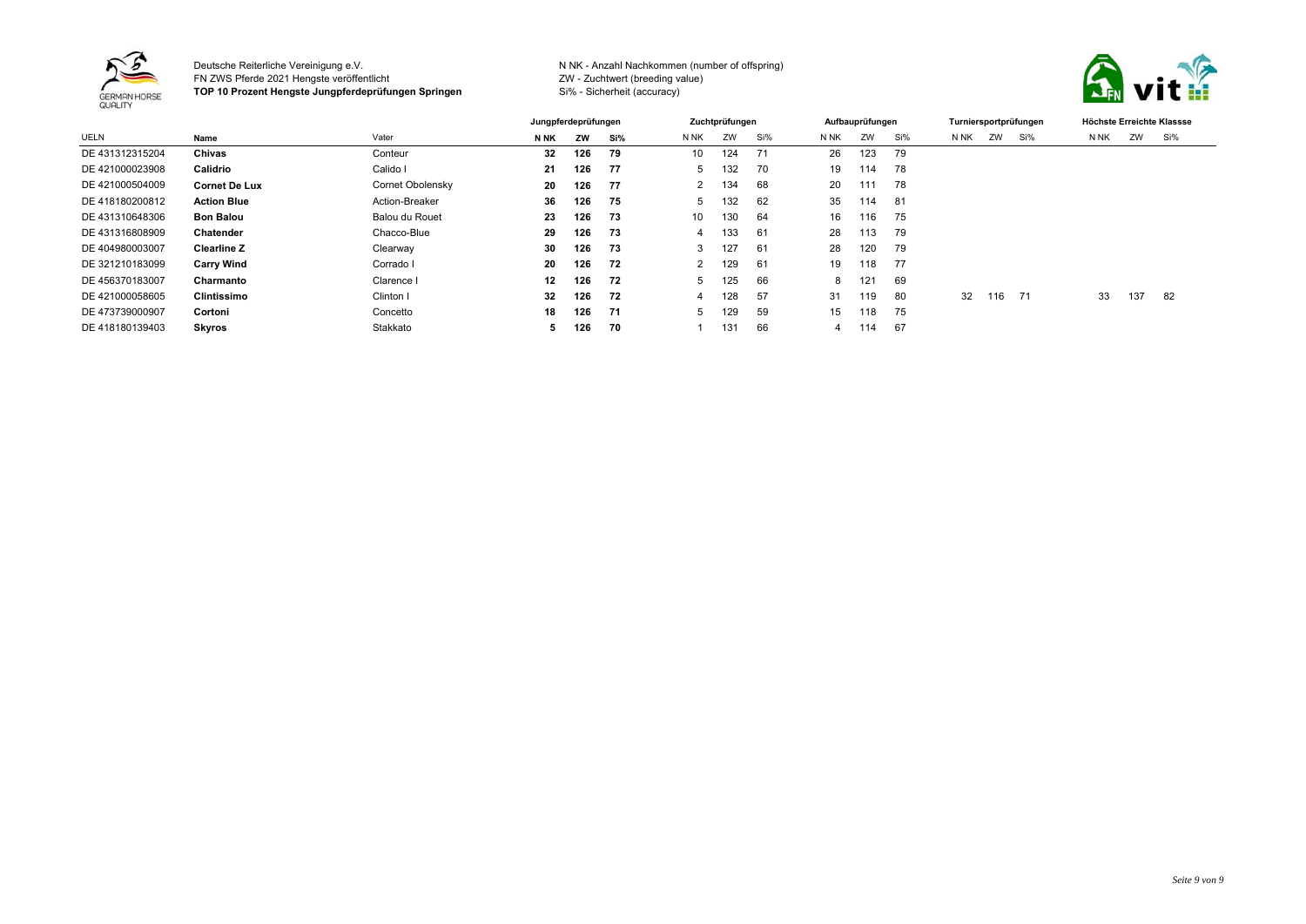Deutsche Reiterliche Vereinigung e.V.
FN ZWS Pferde 2021 Hengste veröffentlicht
**TOP 10 Prozent Hengste Jungpferdeprüfungen Springen**

N NK - Anzahl Nachkommen (number of offspring)
ZW - Zuchtwert (breeding value)
Si% - Sicherheit (accuracy)

| | | | Jungpferdeprüfungen | | | Zuchtprüfungen | | | Aufbauprüfungen | | | Turniersportprüfungen | | | Höchste Erreichte Klassse | | |
|---|---|---|---|---|---|---|---|---|---|---|---|---|---|---|---|---|---|
| UELN | Name | Vater | N NK | ZW | Si% | N NK | ZW | Si% | N NK | ZW | Si% | N NK | ZW | Si% | N NK | ZW | Si% |
| DE 431312315204 | **Chivas** | Conteur | **32** | **126** | **79** | 10 | 124 | 71 | 26 | 123 | 79 | | | | | | |
| DE 421000023908 | **Calidrio** | Calido I | **21** | **126** | **77** | 5 | 132 | 70 | 19 | 114 | 78 | | | | | | |
| DE 421000504009 | **Cornet De Lux** | Cornet Obolensky | **20** | **126** | **77** | 2 | 134 | 68 | 20 | 111 | 78 | | | | | | |
| DE 418180200812 | **Action Blue** | Action-Breaker | **36** | **126** | **75** | 5 | 132 | 62 | 35 | 114 | 81 | | | | | | |
| DE 431310648306 | **Bon Balou** | Balou du Rouet | **23** | **126** | **73** | 10 | 130 | 64 | 16 | 116 | 75 | | | | | | |
| DE 431316808909 | **Chatender** | Chacco-Blue | **29** | **126** | **73** | 4 | 133 | 61 | 28 | 113 | 79 | | | | | | |
| DE 404980003007 | **Clearline Z** | Clearway | **30** | **126** | **73** | 3 | 127 | 61 | 28 | 120 | 79 | | | | | | |
| DE 321210183099 | **Carry Wind** | Corrado I | **20** | **126** | **72** | 2 | 129 | 61 | 19 | 118 | 77 | | | | | | |
| DE 456370183007 | **Charmanto** | Clarence I | **12** | **126** | **72** | 5 | 125 | 66 | 8 | 121 | 69 | | | | | | |
| DE 421000058605 | **Clintissimo** | Clinton I | **32** | **126** | **72** | 4 | 128 | 57 | 31 | 119 | 80 | 32 | 116 | 71 | 33 | 137 | 82 |
| DE 473739000907 | **Cortoni** | Concetto | **18** | **126** | **71** | 5 | 129 | 59 | 15 | 118 | 75 | | | | | | |
| DE 418180139403 | **Skyros** | Stakkato | **5** | **126** | **70** | 1 | 131 | 66 | 4 | 114 | 67 | | | | | | |